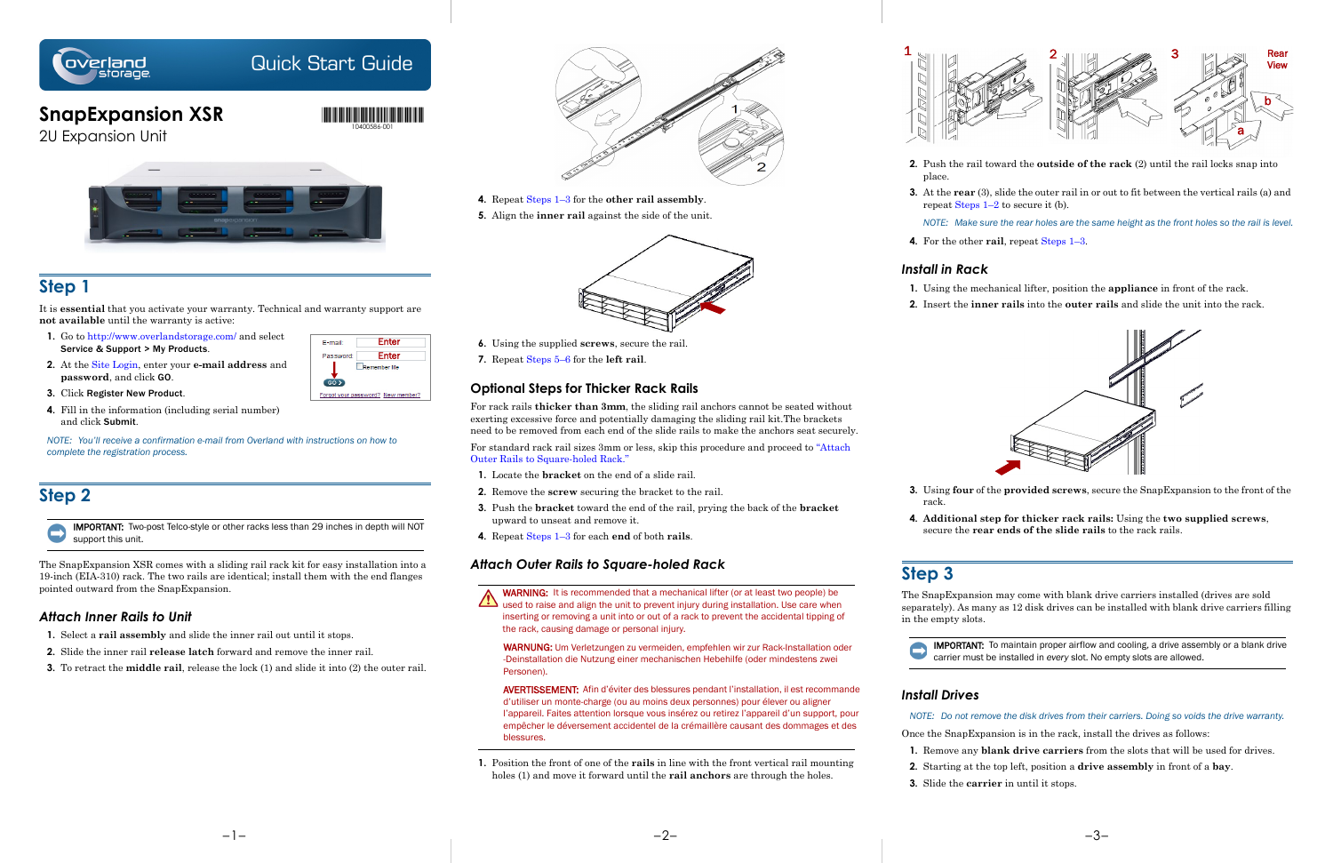# SnapExpansion XSR

Quick Start Guide

2U Expansion Unit

10400586-001

## Step 1

It is **essential** that you activate your warranty. Technical and warranty support are **not available** until the warranty is active:

1. Go to http://www.overlandstorage.com/ and select **Service & Support > My Products**.
2. At the Site Login, enter your **e-mail address** and **password**, and click **GO**.
3. Click **Register New Product**.
4. Fill in the information (including serial number) and click **Submit**.

*NOTE: You'll receive a confirmation e-mail from Overland with instructions on how to complete the registration process.*

## Step 2

**IMPORTANT:** Two-post Telco-style or other racks less than 29 inches in depth will NOT support this unit.

The SnapExpansion XSR comes with a sliding rail rack kit for easy installation into a 19-inch (EIA-310) rack. The two rails are identical; install them with the end flanges pointed outward from the SnapExpansion.

### Attach Inner Rails to Unit

1. Select a **rail assembly** and slide the inner rail out until it stops.
2. Slide the inner rail **release latch** forward and remove the inner rail.
3. To retract the **middle rail**, release the lock (1) and slide it into (2) the outer rail.
4. Repeat Steps 1–3 for the **other rail assembly**.
5. Align the **inner rail** against the side of the unit.
6. Using the supplied **screws**, secure the rail.
7. Repeat Steps 5–6 for the **left rail**.

### Optional Steps for Thicker Rack Rails

For rack rails **thicker than 3mm**, the sliding rail anchors cannot be seated without exerting excessive force and potentially damaging the sliding rail kit.The brackets need to be removed from each end of the slide rails to make the anchors seat securely.

For standard rack rail sizes 3mm or less, skip this procedure and proceed to "Attach Outer Rails to Square-holed Rack."

1. Locate the **bracket** on the end of a slide rail.
2. Remove the **screw** securing the bracket to the rail.
3. Push the **bracket** toward the end of the rail, prying the back of the **bracket** upward to unseat and remove it.
4. Repeat Steps 1–3 for each **end** of both **rails**.

### Attach Outer Rails to Square-holed Rack

**WARNING:** It is recommended that a mechanical lifter (or at least two people) be used to raise and align the unit to prevent injury during installation. Use care when inserting or removing a unit into or out of a rack to prevent the accidental tipping of the rack, causing damage or personal injury.

**WARNUNG:** Um Verletzungen zu vermeiden, empfehlen wir zur Rack-Installation oder -Deinstallation die Nutzung einer mechanischen Hebehilfe (oder mindestens zwei Personen).

**AVERTISSEMENT:** Afin d'éviter des blessures pendant l'installation, il est recommande d'utiliser un monte-charge (ou au moins deux personnes) pour élever ou aligner l'appareil. Faites attention lorsque vous insérez ou retirez l'appareil d'un support, pour empêcher le déversement accidentel de la crémaillère causant des dommages et des blessures.

1. Position the front of one of the **rails** in line with the front vertical rail mounting holes (1) and move it forward until the **rail anchors** are through the holes.
2. Push the rail toward the **outside of the rack** (2) until the rail locks snap into place.
3. At the **rear** (3), slide the outer rail in or out to fit between the vertical rails (a) and repeat Steps 1–2 to secure it (b).

   *NOTE: Make sure the rear holes are the same height as the front holes so the rail is level.*
4. For the other **rail**, repeat Steps 1–3.

### Install in Rack

1. Using the mechanical lifter, position the **appliance** in front of the rack.
2. Insert the **inner rails** into the **outer rails** and slide the unit into the rack.
3. Using **four** of the **provided screws**, secure the SnapExpansion to the front of the rack.
4. **Additional step for thicker rack rails:** Using the **two supplied screws**, secure the **rear ends of the slide rails** to the rack rails.

## Step 3

The SnapExpansion may come with blank drive carriers installed (drives are sold separately). As many as 12 disk drives can be installed with blank drive carriers filling in the empty slots.

**IMPORTANT:** To maintain proper airflow and cooling, a drive assembly or a blank drive carrier must be installed in *every* slot. No empty slots are allowed.

### Install Drives

*NOTE: Do not remove the disk drives from their carriers. Doing so voids the drive warranty.*

Once the SnapExpansion is in the rack, install the drives as follows:

1. Remove any **blank drive carriers** from the slots that will be used for drives.
2. Starting at the top left, position a **drive assembly** in front of a **bay**.
3. Slide the **carrier** in until it stops.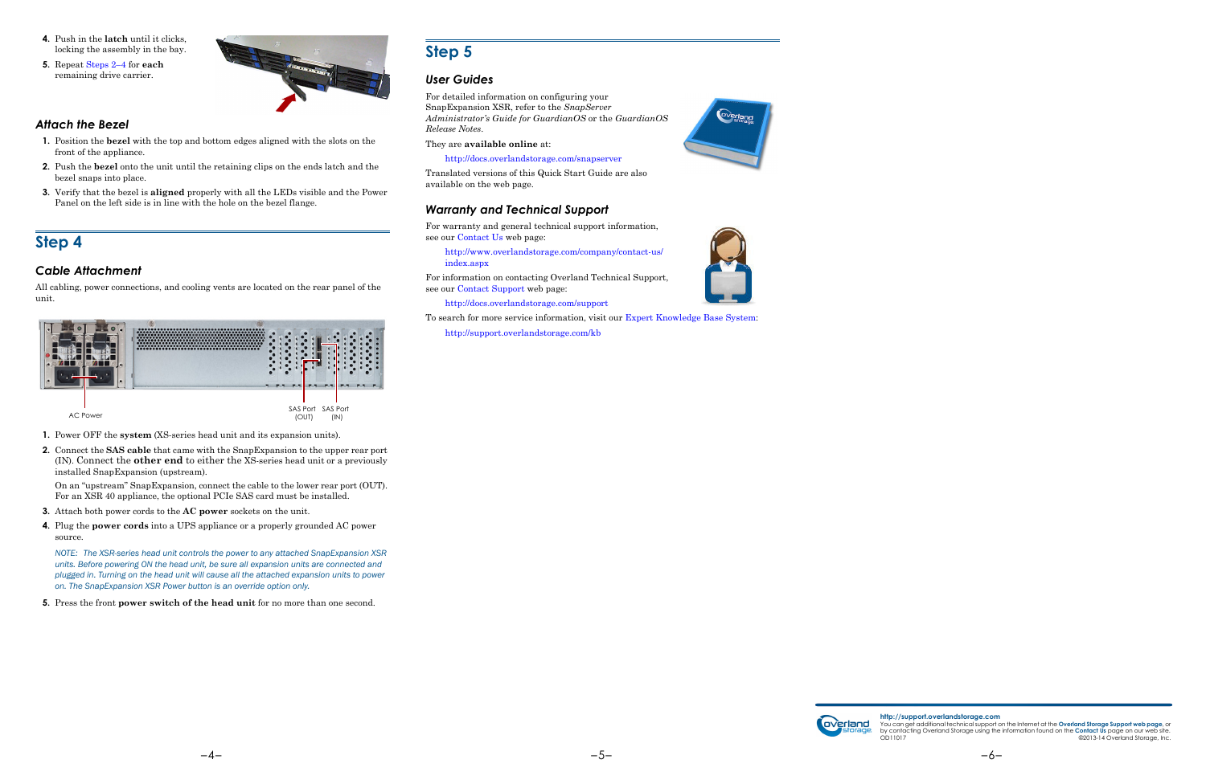4. Push in the **latch** until it clicks, locking the assembly in the bay.
5. Repeat Steps 2–4 for **each** remaining drive carrier.

### Attach the Bezel

1. Position the **bezel** with the top and bottom edges aligned with the slots on the front of the appliance.
2. Push the **bezel** onto the unit until the retaining clips on the ends latch and the bezel snaps into place.
3. Verify that the bezel is **aligned** properly with all the LEDs visible and the Power Panel on the left side is in line with the hole on the bezel flange.

## Step 4

### Cable Attachment

All cabling, power connections, and cooling vents are located on the rear panel of the unit.

AC Power

SAS Port (OUT)

SAS Port (IN)

1. Power OFF the **system** (XS-series head unit and its expansion units).
2. Connect the **SAS cable** that came with the SnapExpansion to the upper rear port (IN). Connect the **other end** to either the XS-series head unit or a previously installed SnapExpansion (upstream).

   On an "upstream" SnapExpansion, connect the cable to the lower rear port (OUT). For an XSR 40 appliance, the optional PCIe SAS card must be installed.
3. Attach both power cords to the **AC power** sockets on the unit.
4. Plug the **power cords** into a UPS appliance or a properly grounded AC power source.

   *NOTE: The XSR-series head unit controls the power to any attached SnapExpansion XSR units. Before powering ON the head unit, be sure all expansion units are connected and plugged in. Turning on the head unit will cause all the attached expansion units to power on. The SnapExpansion XSR Power button is an override option only.*
5. Press the front **power switch of the head unit** for no more than one second.

## Step 5

### User Guides

For detailed information on configuring your SnapExpansion XSR, refer to the *SnapServer Administrator's Guide for GuardianOS* or the *GuardianOS Release Notes*.

They are **available online** at:

http://docs.overlandstorage.com/snapserver

Translated versions of this Quick Start Guide are also available on the web page.

### Warranty and Technical Support

For warranty and general technical support information, see our Contact Us web page:

http://www.overlandstorage.com/company/contact-us/index.aspx

For information on contacting Overland Technical Support, see our Contact Support web page:

http://docs.overlandstorage.com/support

To search for more service information, visit our Expert Knowledge Base System:

http://support.overlandstorage.com/kb

**http://support.overlandstorage.com**
You can get additional technical support on the Internet at the **Overland Storage Support web page**, or by contacting Overland Storage using the information found on the **Contact Us** page on our web site.
OD11017
©2013-14 Overland Storage, Inc.